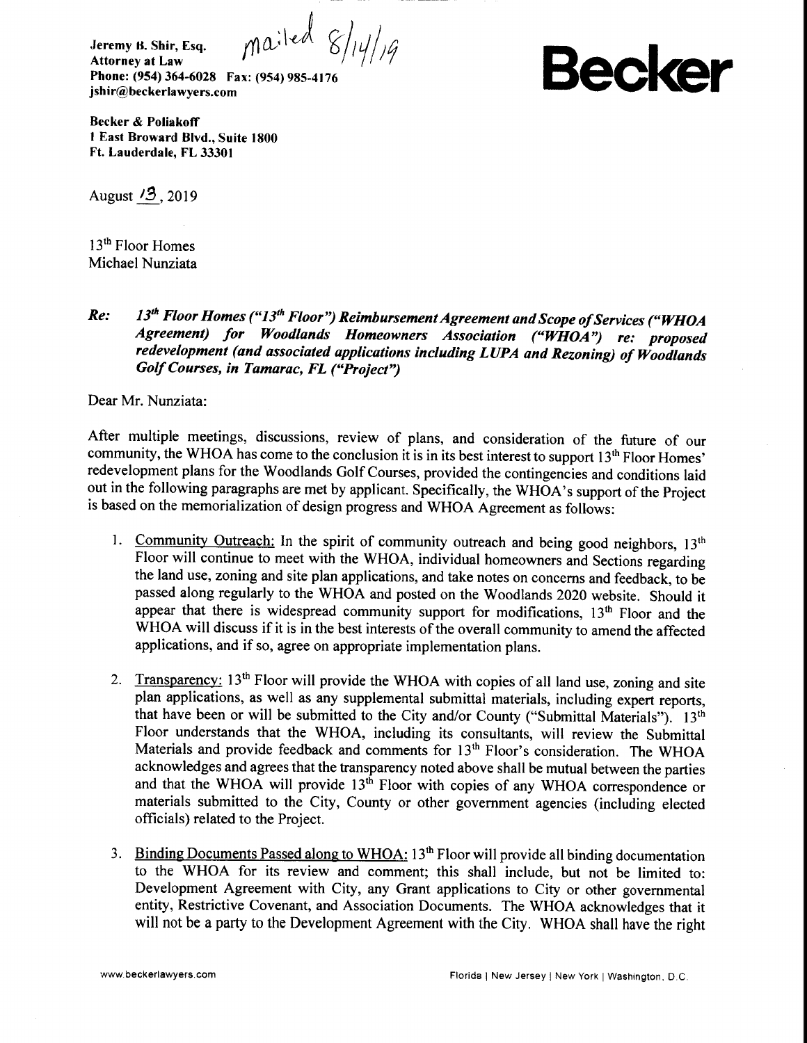**Jeremy B. Shir, Esq.**
**Attorney at Law**
**Phone: (954) 364-6028 Fax: (954) 985-4176**
**jshir@beckerlawyers.com**

mailed 8/14/19

# Becker

**Becker & Poliakoff**
**1 East Broward Blvd., Suite 1800**
**Ft. Lauderdale, FL 33301**

August 13, 2019

13th Floor Homes
Michael Nunziata

***Re: 13th Floor Homes ("13th Floor") Reimbursement Agreement and Scope of Services ("WHOA Agreement) for Woodlands Homeowners Association ("WHOA") re: proposed redevelopment (and associated applications including LUPA and Rezoning) of Woodlands Golf Courses, in Tamarac, FL ("Project")***

Dear Mr. Nunziata:

After multiple meetings, discussions, review of plans, and consideration of the future of our community, the WHOA has come to the conclusion it is in its best interest to support 13th Floor Homes' redevelopment plans for the Woodlands Golf Courses, provided the contingencies and conditions laid out in the following paragraphs are met by applicant. Specifically, the WHOA's support of the Project is based on the memorialization of design progress and WHOA Agreement as follows:

1. Community Outreach: In the spirit of community outreach and being good neighbors, 13th Floor will continue to meet with the WHOA, individual homeowners and Sections regarding the land use, zoning and site plan applications, and take notes on concerns and feedback, to be passed along regularly to the WHOA and posted on the Woodlands 2020 website. Should it appear that there is widespread community support for modifications, 13th Floor and the WHOA will discuss if it is in the best interests of the overall community to amend the affected applications, and if so, agree on appropriate implementation plans.

2. Transparency: 13th Floor will provide the WHOA with copies of all land use, zoning and site plan applications, as well as any supplemental submittal materials, including expert reports, that have been or will be submitted to the City and/or County ("Submittal Materials"). 13th Floor understands that the WHOA, including its consultants, will review the Submittal Materials and provide feedback and comments for 13th Floor's consideration. The WHOA acknowledges and agrees that the transparency noted above shall be mutual between the parties and that the WHOA will provide 13th Floor with copies of any WHOA correspondence or materials submitted to the City, County or other government agencies (including elected officials) related to the Project.

3. Binding Documents Passed along to WHOA: 13th Floor will provide all binding documentation to the WHOA for its review and comment; this shall include, but not be limited to: Development Agreement with City, any Grant applications to City or other governmental entity, Restrictive Covenant, and Association Documents. The WHOA acknowledges that it will not be a party to the Development Agreement with the City. WHOA shall have the right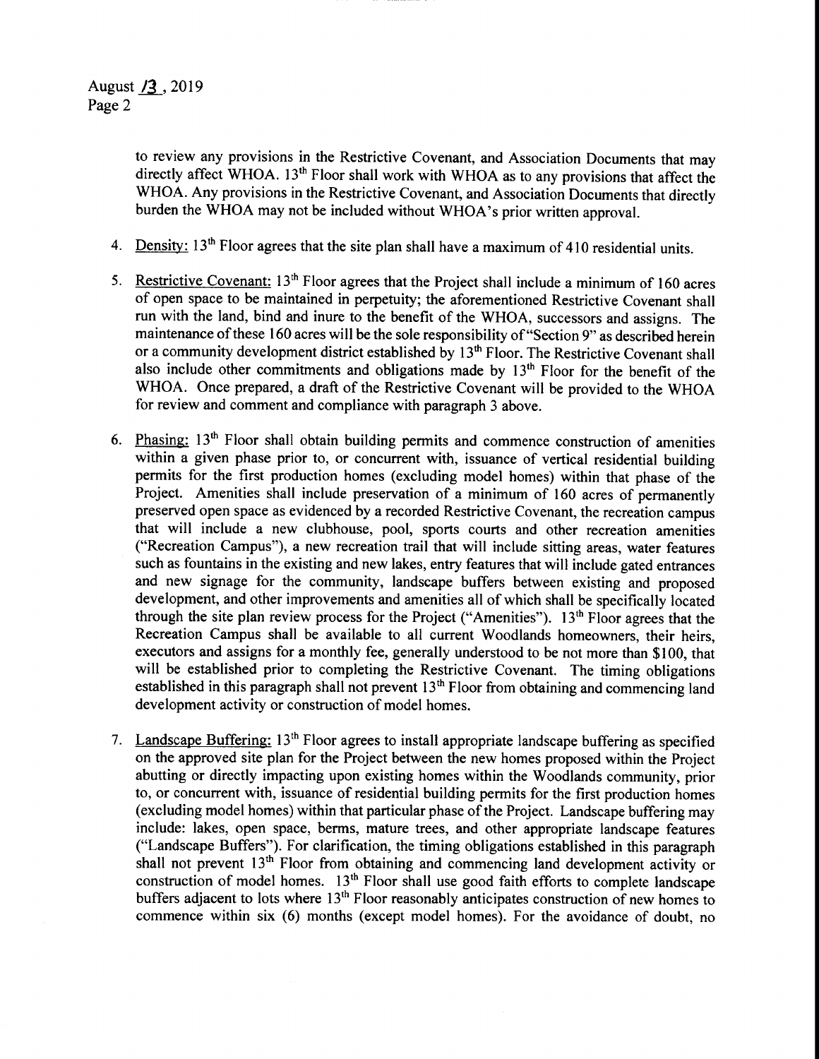to review any provisions in the Restrictive Covenant, and Association Documents that may directly affect WHOA. 13th Floor shall work with WHOA as to any provisions that affect the WHOA. Any provisions in the Restrictive Covenant, and Association Documents that directly burden the WHOA may not be included without WHOA's prior written approval.

4. Density: 13th Floor agrees that the site plan shall have a maximum of 410 residential units.

5. Restrictive Covenant: 13th Floor agrees that the Project shall include a minimum of 160 acres of open space to be maintained in perpetuity; the aforementioned Restrictive Covenant shall run with the land, bind and inure to the benefit of the WHOA, successors and assigns. The maintenance of these 160 acres will be the sole responsibility of "Section 9" as described herein or a community development district established by 13th Floor. The Restrictive Covenant shall also include other commitments and obligations made by 13th Floor for the benefit of the WHOA. Once prepared, a draft of the Restrictive Covenant will be provided to the WHOA for review and comment and compliance with paragraph 3 above.

6. Phasing: 13th Floor shall obtain building permits and commence construction of amenities within a given phase prior to, or concurrent with, issuance of vertical residential building permits for the first production homes (excluding model homes) within that phase of the Project. Amenities shall include preservation of a minimum of 160 acres of permanently preserved open space as evidenced by a recorded Restrictive Covenant, the recreation campus that will include a new clubhouse, pool, sports courts and other recreation amenities ("Recreation Campus"), a new recreation trail that will include sitting areas, water features such as fountains in the existing and new lakes, entry features that will include gated entrances and new signage for the community, landscape buffers between existing and proposed development, and other improvements and amenities all of which shall be specifically located through the site plan review process for the Project ("Amenities"). 13th Floor agrees that the Recreation Campus shall be available to all current Woodlands homeowners, their heirs, executors and assigns for a monthly fee, generally understood to be not more than $100, that will be established prior to completing the Restrictive Covenant. The timing obligations established in this paragraph shall not prevent 13th Floor from obtaining and commencing land development activity or construction of model homes.

7. Landscape Buffering: 13th Floor agrees to install appropriate landscape buffering as specified on the approved site plan for the Project between the new homes proposed within the Project abutting or directly impacting upon existing homes within the Woodlands community, prior to, or concurrent with, issuance of residential building permits for the first production homes (excluding model homes) within that particular phase of the Project. Landscape buffering may include: lakes, open space, berms, mature trees, and other appropriate landscape features ("Landscape Buffers"). For clarification, the timing obligations established in this paragraph shall not prevent 13th Floor from obtaining and commencing land development activity or construction of model homes. 13th Floor shall use good faith efforts to complete landscape buffers adjacent to lots where 13th Floor reasonably anticipates construction of new homes to commence within six (6) months (except model homes). For the avoidance of doubt, no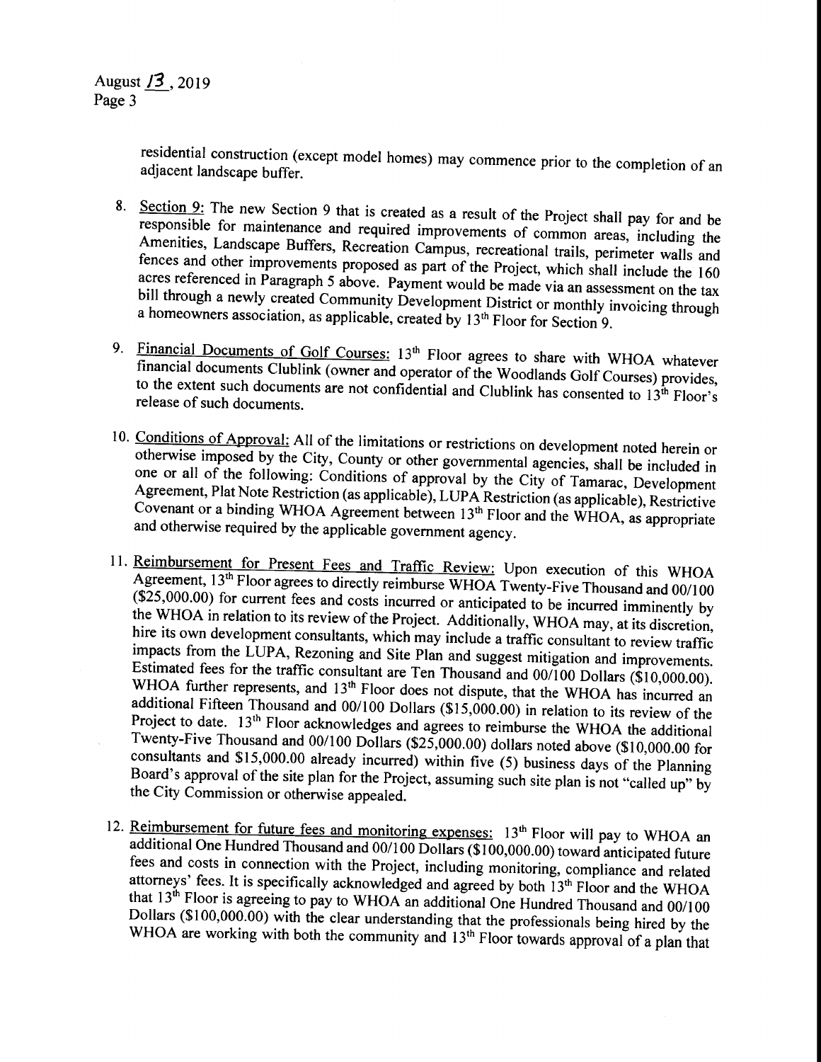residential construction (except model homes) may commence prior to the completion of an adjacent landscape buffer.

8. Section 9: The new Section 9 that is created as a result of the Project shall pay for and be responsible for maintenance and required improvements of common areas, including the Amenities, Landscape Buffers, Recreation Campus, recreational trails, perimeter walls and fences and other improvements proposed as part of the Project, which shall include the 160 acres referenced in Paragraph 5 above. Payment would be made via an assessment on the tax bill through a newly created Community Development District or monthly invoicing through a homeowners association, as applicable, created by 13th Floor for Section 9.

9. Financial Documents of Golf Courses: 13th Floor agrees to share with WHOA whatever financial documents Clublink (owner and operator of the Woodlands Golf Courses) provides, to the extent such documents are not confidential and Clublink has consented to 13th Floor's release of such documents.

10. Conditions of Approval: All of the limitations or restrictions on development noted herein or otherwise imposed by the City, County or other governmental agencies, shall be included in one or all of the following: Conditions of approval by the City of Tamarac, Development Agreement, Plat Note Restriction (as applicable), LUPA Restriction (as applicable), Restrictive Covenant or a binding WHOA Agreement between 13th Floor and the WHOA, as appropriate and otherwise required by the applicable government agency.

11. Reimbursement for Present Fees and Traffic Review: Upon execution of this WHOA Agreement, 13th Floor agrees to directly reimburse WHOA Twenty-Five Thousand and 00/100 ($25,000.00) for current fees and costs incurred or anticipated to be incurred imminently by the WHOA in relation to its review of the Project. Additionally, WHOA may, at its discretion, hire its own development consultants, which may include a traffic consultant to review traffic impacts from the LUPA, Rezoning and Site Plan and suggest mitigation and improvements. Estimated fees for the traffic consultant are Ten Thousand and 00/100 Dollars ($10,000.00). WHOA further represents, and 13th Floor does not dispute, that the WHOA has incurred an additional Fifteen Thousand and 00/100 Dollars ($15,000.00) in relation to its review of the Project to date. 13th Floor acknowledges and agrees to reimburse the WHOA the additional Twenty-Five Thousand and 00/100 Dollars ($25,000.00) dollars noted above ($10,000.00 for consultants and $15,000.00 already incurred) within five (5) business days of the Planning Board's approval of the site plan for the Project, assuming such site plan is not "called up" by the City Commission or otherwise appealed.

12. Reimbursement for future fees and monitoring expenses: 13th Floor will pay to WHOA an additional One Hundred Thousand and 00/100 Dollars ($100,000.00) toward anticipated future fees and costs in connection with the Project, including monitoring, compliance and related attorneys' fees. It is specifically acknowledged and agreed by both 13th Floor and the WHOA that 13th Floor is agreeing to pay to WHOA an additional One Hundred Thousand and 00/100 Dollars ($100,000.00) with the clear understanding that the professionals being hired by the WHOA are working with both the community and 13th Floor towards approval of a plan that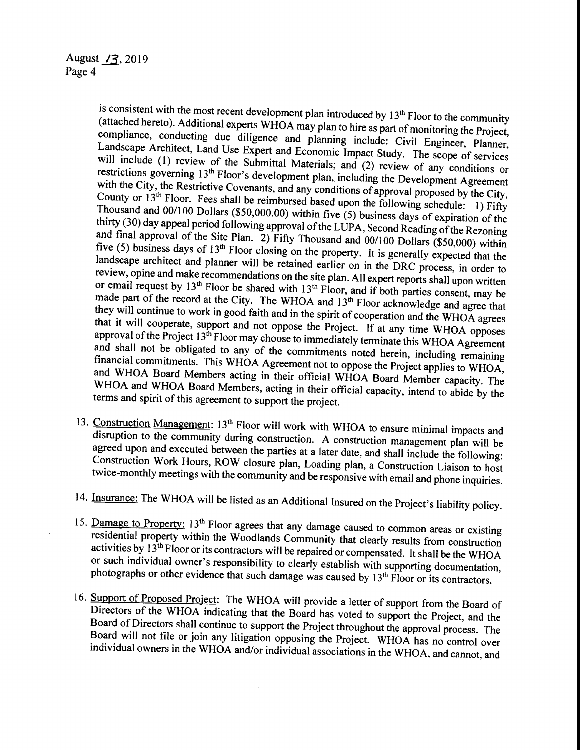is consistent with the most recent development plan introduced by 13th Floor to the community (attached hereto). Additional experts WHOA may plan to hire as part of monitoring the Project, compliance, conducting due diligence and planning include: Civil Engineer, Planner, Landscape Architect, Land Use Expert and Economic Impact Study. The scope of services will include (1) review of the Submittal Materials; and (2) review of any conditions or restrictions governing 13th Floor's development plan, including the Development Agreement with the City, the Restrictive Covenants, and any conditions of approval proposed by the City, County or 13th Floor. Fees shall be reimbursed based upon the following schedule: 1) Fifty Thousand and 00/100 Dollars ($50,000.00) within five (5) business days of expiration of the thirty (30) day appeal period following approval of the LUPA, Second Reading of the Rezoning and final approval of the Site Plan. 2) Fifty Thousand and 00/100 Dollars ($50,000) within five (5) business days of 13th Floor closing on the property. It is generally expected that the landscape architect and planner will be retained earlier on in the DRC process, in order to review, opine and make recommendations on the site plan. All expert reports shall upon written or email request by 13th Floor be shared with 13th Floor, and if both parties consent, may be made part of the record at the City. The WHOA and 13th Floor acknowledge and agree that they will continue to work in good faith and in the spirit of cooperation and the WHOA agrees that it will cooperate, support and not oppose the Project. If at any time WHOA opposes approval of the Project 13th Floor may choose to immediately terminate this WHOA Agreement and shall not be obligated to any of the commitments noted herein, including remaining financial commitments. This WHOA Agreement not to oppose the Project applies to WHOA, and WHOA Board Members acting in their official WHOA Board Member capacity. The WHOA and WHOA Board Members, acting in their official capacity, intend to abide by the terms and spirit of this agreement to support the project.

13. Construction Management: 13th Floor will work with WHOA to ensure minimal impacts and disruption to the community during construction. A construction management plan will be agreed upon and executed between the parties at a later date, and shall include the following: Construction Work Hours, ROW closure plan, Loading plan, a Construction Liaison to host twice-monthly meetings with the community and be responsive with email and phone inquiries.

14. Insurance: The WHOA will be listed as an Additional Insured on the Project's liability policy.

15. Damage to Property: 13th Floor agrees that any damage caused to common areas or existing residential property within the Woodlands Community that clearly results from construction activities by 13th Floor or its contractors will be repaired or compensated. It shall be the WHOA or such individual owner's responsibility to clearly establish with supporting documentation, photographs or other evidence that such damage was caused by 13th Floor or its contractors.

16. Support of Proposed Project: The WHOA will provide a letter of support from the Board of Directors of the WHOA indicating that the Board has voted to support the Project, and the Board of Directors shall continue to support the Project throughout the approval process. The Board will not file or join any litigation opposing the Project. WHOA has no control over individual owners in the WHOA and/or individual associations in the WHOA, and cannot, and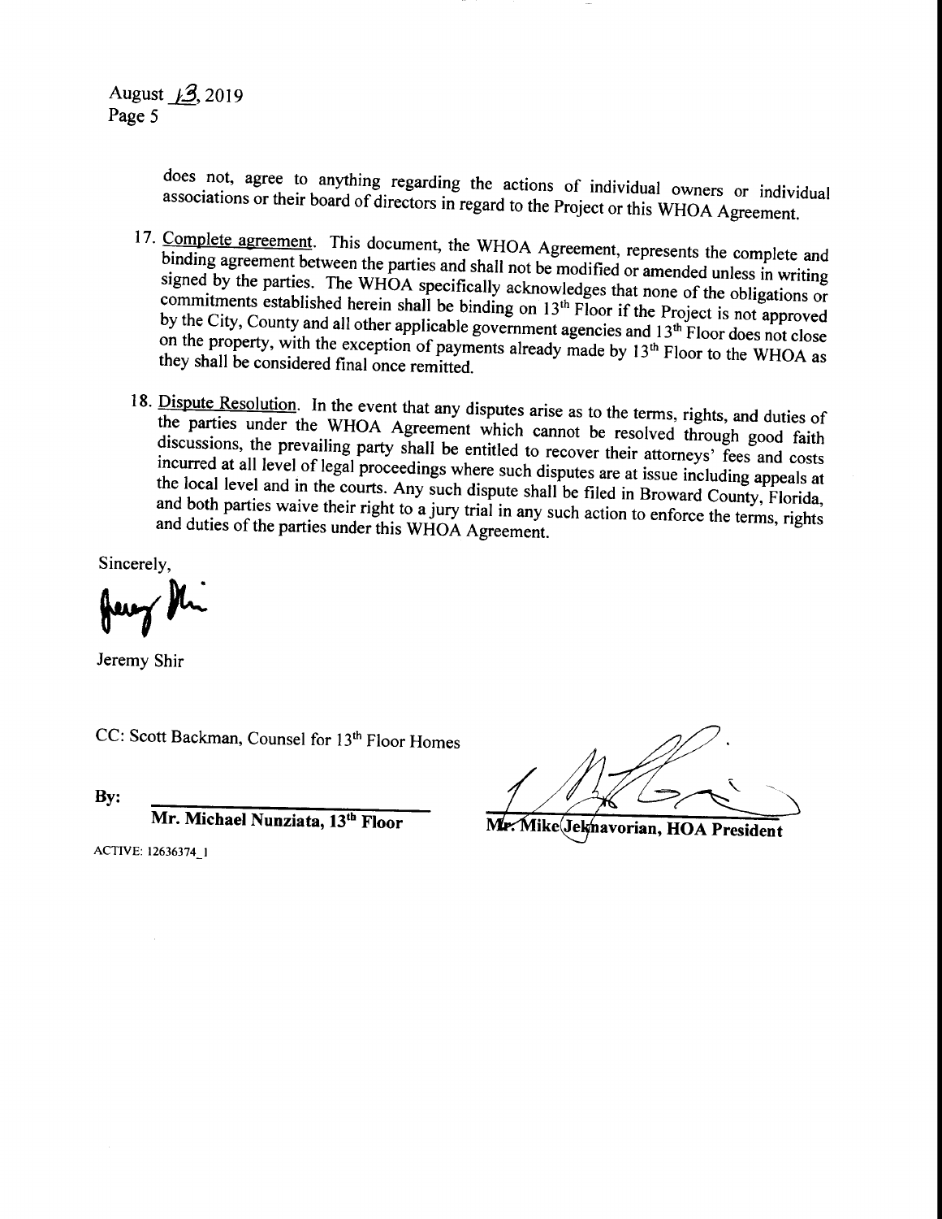does not, agree to anything regarding the actions of individual owners or individual associations or their board of directors in regard to the Project or this WHOA Agreement.

17. Complete agreement. This document, the WHOA Agreement, represents the complete and binding agreement between the parties and shall not be modified or amended unless in writing signed by the parties. The WHOA specifically acknowledges that none of the obligations or commitments established herein shall be binding on 13th Floor if the Project is not approved by the City, County and all other applicable government agencies and 13th Floor does not close on the property, with the exception of payments already made by 13th Floor to the WHOA as they shall be considered final once remitted.

18. Dispute Resolution. In the event that any disputes arise as to the terms, rights, and duties of the parties under the WHOA Agreement which cannot be resolved through good faith discussions, the prevailing party shall be entitled to recover their attorneys' fees and costs incurred at all level of legal proceedings where such disputes are at issue including appeals at the local level and in the courts. Any such dispute shall be filed in Broward County, Florida, and both parties waive their right to a jury trial in any such action to enforce the terms, rights and duties of the parties under this WHOA Agreement.

Sincerely,

Jeremy Shir

CC: Scott Backman, Counsel for 13th Floor Homes

By: ______________________________

**Mr. Michael Nunziata, 13th Floor**

**Mr. Mike Jeknavorian, HOA President**

ACTIVE: 12636374_1